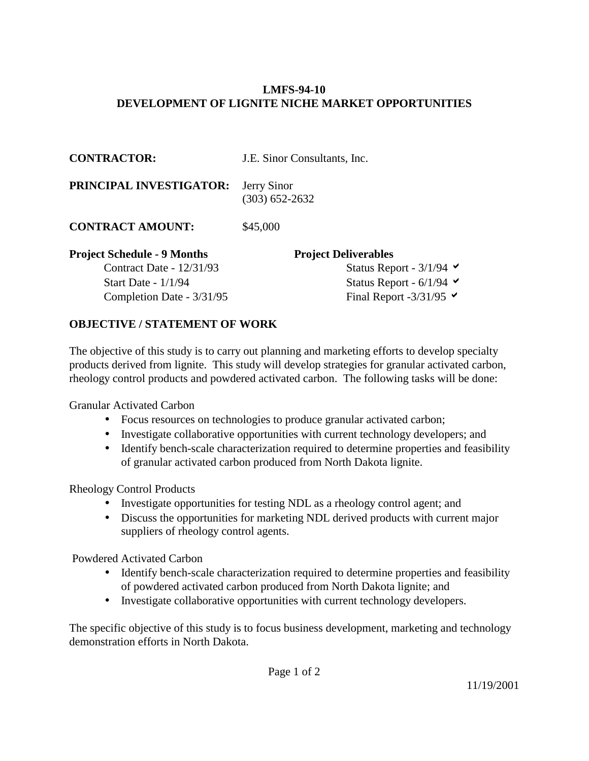**LMFS-94-10**
**DEVELOPMENT OF LIGNITE NICHE MARKET OPPORTUNITIES**

**CONTRACTOR:** J.E. Sinor Consultants, Inc.

**PRINCIPAL INVESTIGATOR:** Jerry Sinor
(303) 652-2632

**CONTRACT AMOUNT:** $45,000

| **Project Schedule - 9 Months** | **Project Deliverables** |
|---|---|
| Contract Date - 12/31/93 | Status Report - 3/1/94 ✔ |
| Start Date - 1/1/94 | Status Report - 6/1/94 ✔ |
| Completion Date - 3/31/95 | Final Report -3/31/95 ✔ |

**OBJECTIVE / STATEMENT OF WORK**

The objective of this study is to carry out planning and marketing efforts to develop specialty products derived from lignite. This study will develop strategies for granular activated carbon, rheology control products and powdered activated carbon. The following tasks will be done:

Granular Activated Carbon

- Focus resources on technologies to produce granular activated carbon;
- Investigate collaborative opportunities with current technology developers; and
- Identify bench-scale characterization required to determine properties and feasibility of granular activated carbon produced from North Dakota lignite.

Rheology Control Products

- Investigate opportunities for testing NDL as a rheology control agent; and
- Discuss the opportunities for marketing NDL derived products with current major suppliers of rheology control agents.

Powdered Activated Carbon

- Identify bench-scale characterization required to determine properties and feasibility of powdered activated carbon produced from North Dakota lignite; and
- Investigate collaborative opportunities with current technology developers.

The specific objective of this study is to focus business development, marketing and technology demonstration efforts in North Dakota.

11/19/2001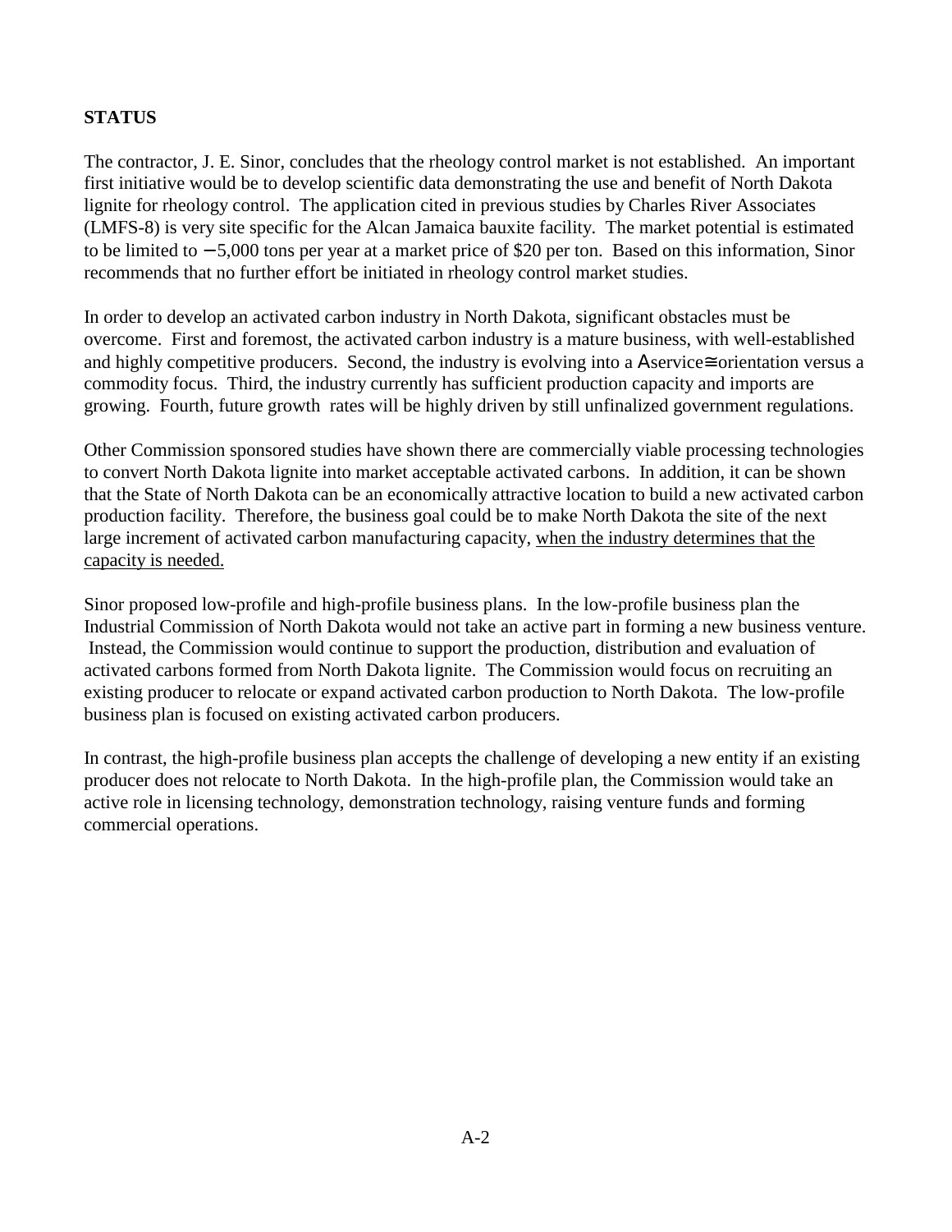**STATUS**

The contractor, J. E. Sinor, concludes that the rheology control market is not established. An important first initiative would be to develop scientific data demonstrating the use and benefit of North Dakota lignite for rheology control. The application cited in previous studies by Charles River Associates (LMFS-8) is very site specific for the Alcan Jamaica bauxite facility. The market potential is estimated to be limited to − 5,000 tons per year at a market price of $20 per ton. Based on this information, Sinor recommends that no further effort be initiated in rheology control market studies.

In order to develop an activated carbon industry in North Dakota, significant obstacles must be overcome. First and foremost, the activated carbon industry is a mature business, with well-established and highly competitive producers. Second, the industry is evolving into a Aservice≅ orientation versus a commodity focus. Third, the industry currently has sufficient production capacity and imports are growing. Fourth, future growth rates will be highly driven by still unfinalized government regulations.

Other Commission sponsored studies have shown there are commercially viable processing technologies to convert North Dakota lignite into market acceptable activated carbons. In addition, it can be shown that the State of North Dakota can be an economically attractive location to build a new activated carbon production facility. Therefore, the business goal could be to make North Dakota the site of the next large increment of activated carbon manufacturing capacity, <u>when the industry determines that the capacity is needed.</u>

Sinor proposed low-profile and high-profile business plans. In the low-profile business plan the Industrial Commission of North Dakota would not take an active part in forming a new business venture. Instead, the Commission would continue to support the production, distribution and evaluation of activated carbons formed from North Dakota lignite. The Commission would focus on recruiting an existing producer to relocate or expand activated carbon production to North Dakota. The low-profile business plan is focused on existing activated carbon producers.

In contrast, the high-profile business plan accepts the challenge of developing a new entity if an existing producer does not relocate to North Dakota. In the high-profile plan, the Commission would take an active role in licensing technology, demonstration technology, raising venture funds and forming commercial operations.